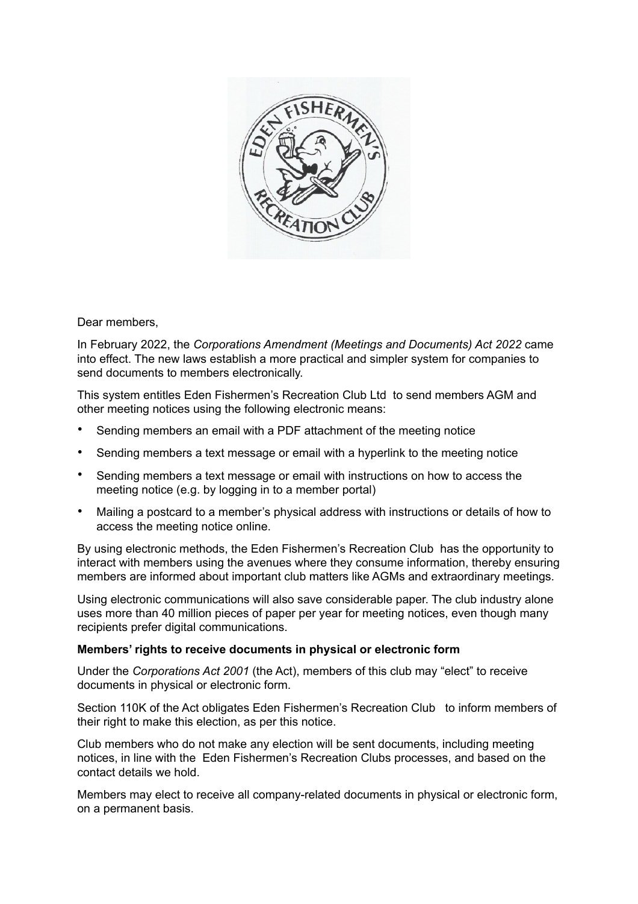Dear members,

In February 2022, the *Corporations Amendment (Meetings and Documents) Act 2022* came into effect. The new laws establish a more practical and simpler system for companies to send documents to members electronically.

This system entitles Eden Fishermen's Recreation Club Ltd to send members AGM and other meeting notices using the following electronic means:

- Sending members an email with a PDF attachment of the meeting notice
- Sending members a text message or email with a hyperlink to the meeting notice
- Sending members a text message or email with instructions on how to access the meeting notice (e.g. by logging in to a member portal)
- Mailing a postcard to a member's physical address with instructions or details of how to access the meeting notice online.

By using electronic methods, the Eden Fishermen's Recreation Club has the opportunity to interact with members using the avenues where they consume information, thereby ensuring members are informed about important club matters like AGMs and extraordinary meetings.

Using electronic communications will also save considerable paper. The club industry alone uses more than 40 million pieces of paper per year for meeting notices, even though many recipients prefer digital communications.

**Members' rights to receive documents in physical or electronic form**

Under the *Corporations Act 2001* (the Act), members of this club may "elect" to receive documents in physical or electronic form.

Section 110K of the Act obligates Eden Fishermen's Recreation Club to inform members of their right to make this election, as per this notice.

Club members who do not make any election will be sent documents, including meeting notices, in line with the Eden Fishermen's Recreation Clubs processes, and based on the contact details we hold.

Members may elect to receive all company-related documents in physical or electronic form, on a permanent basis.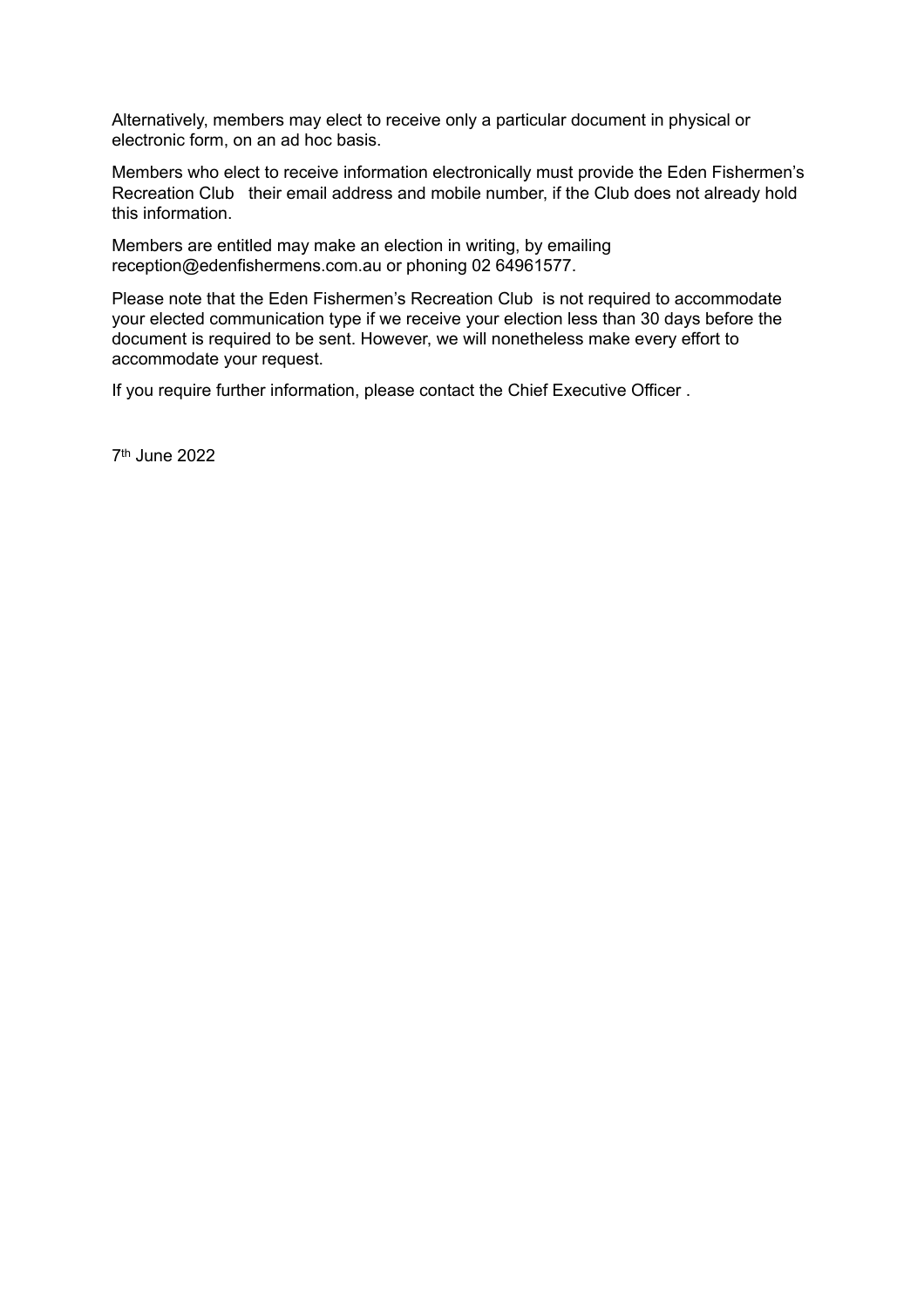Alternatively, members may elect to receive only a particular document in physical or electronic form, on an ad hoc basis.

Members who elect to receive information electronically must provide the Eden Fishermen's Recreation Club their email address and mobile number, if the Club does not already hold this information.

Members are entitled may make an election in writing, by emailing reception@edenfishermens.com.au or phoning 02 64961577.

Please note that the Eden Fishermen's Recreation Club is not required to accommodate your elected communication type if we receive your election less than 30 days before the document is required to be sent. However, we will nonetheless make every effort to accommodate your request.

If you require further information, please contact the Chief Executive Officer .

7th June 2022